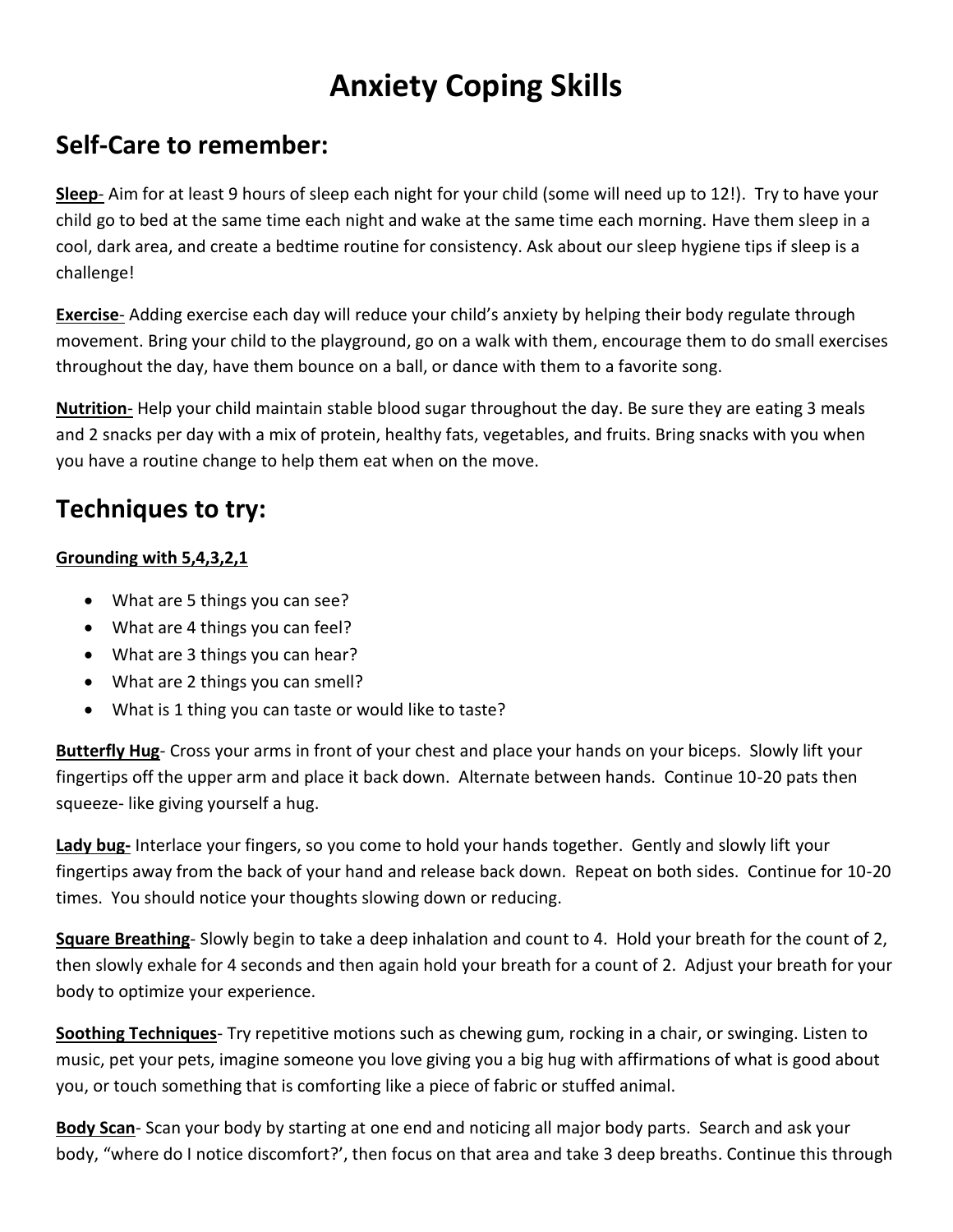# Anxiety Coping Skills

## Self-Care to remember:

**Sleep**- Aim for at least 9 hours of sleep each night for your child (some will need up to 12!). Try to have your child go to bed at the same time each night and wake at the same time each morning. Have them sleep in a cool, dark area, and create a bedtime routine for consistency. Ask about our sleep hygiene tips if sleep is a challenge!

**Exercise**- Adding exercise each day will reduce your child's anxiety by helping their body regulate through movement. Bring your child to the playground, go on a walk with them, encourage them to do small exercises throughout the day, have them bounce on a ball, or dance with them to a favorite song.

**Nutrition**- Help your child maintain stable blood sugar throughout the day. Be sure they are eating 3 meals and 2 snacks per day with a mix of protein, healthy fats, vegetables, and fruits. Bring snacks with you when you have a routine change to help them eat when on the move.

## Techniques to try:

**Grounding with 5,4,3,2,1**

- What are 5 things you can see?
- What are 4 things you can feel?
- What are 3 things you can hear?
- What are 2 things you can smell?
- What is 1 thing you can taste or would like to taste?

**Butterfly Hug**- Cross your arms in front of your chest and place your hands on your biceps. Slowly lift your fingertips off the upper arm and place it back down. Alternate between hands. Continue 10-20 pats then squeeze- like giving yourself a hug.

**Lady bug-** Interlace your fingers, so you come to hold your hands together. Gently and slowly lift your fingertips away from the back of your hand and release back down. Repeat on both sides. Continue for 10-20 times. You should notice your thoughts slowing down or reducing.

**Square Breathing**- Slowly begin to take a deep inhalation and count to 4. Hold your breath for the count of 2, then slowly exhale for 4 seconds and then again hold your breath for a count of 2. Adjust your breath for your body to optimize your experience.

**Soothing Techniques**- Try repetitive motions such as chewing gum, rocking in a chair, or swinging. Listen to music, pet your pets, imagine someone you love giving you a big hug with affirmations of what is good about you, or touch something that is comforting like a piece of fabric or stuffed animal.

**Body Scan**- Scan your body by starting at one end and noticing all major body parts. Search and ask your body, "where do I notice discomfort?', then focus on that area and take 3 deep breaths. Continue this through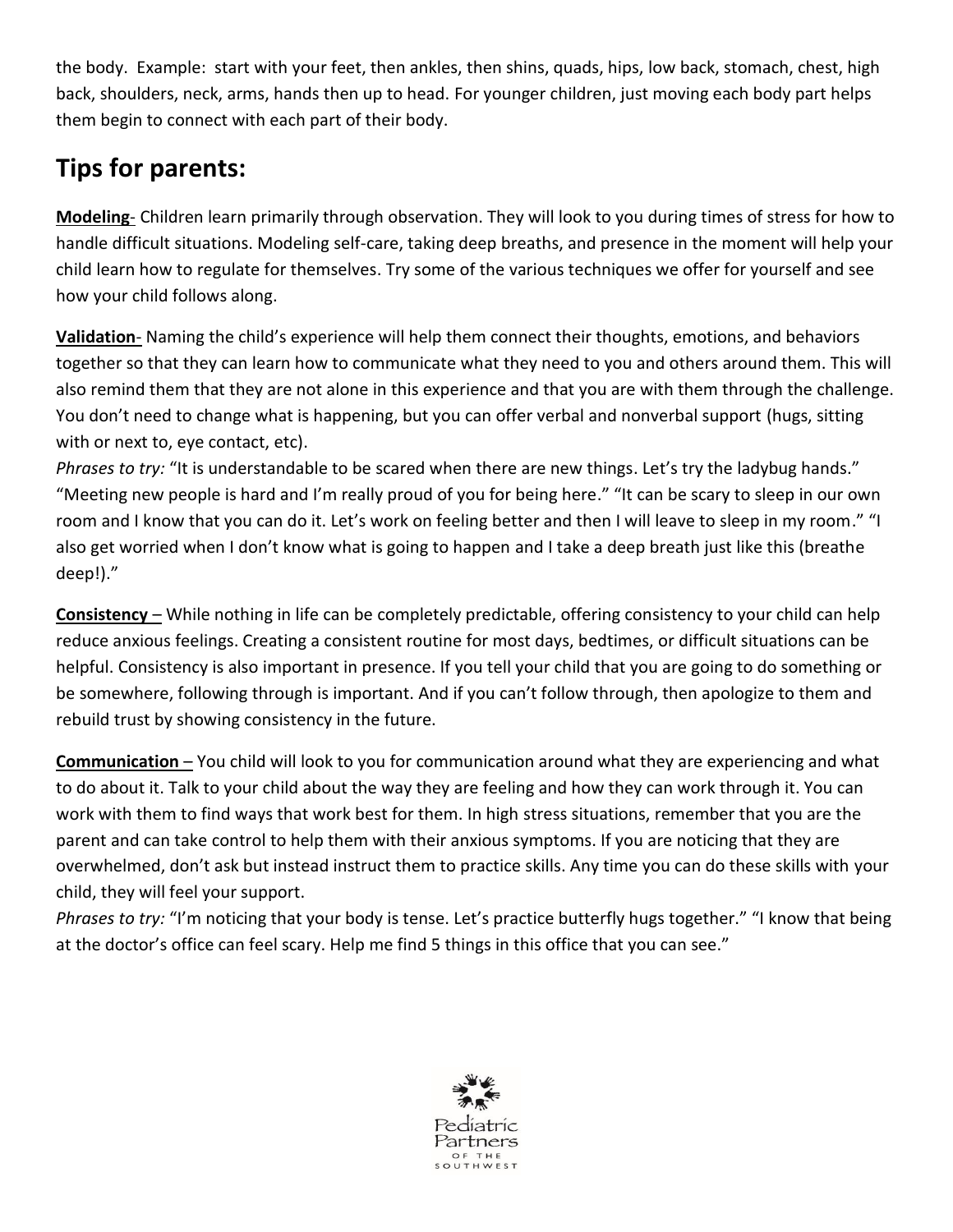the body. Example: start with your feet, then ankles, then shins, quads, hips, low back, stomach, chest, high back, shoulders, neck, arms, hands then up to head. For younger children, just moving each body part helps them begin to connect with each part of their body.

## Tips for parents:

**Modeling**- Children learn primarily through observation. They will look to you during times of stress for how to handle difficult situations. Modeling self-care, taking deep breaths, and presence in the moment will help your child learn how to regulate for themselves. Try some of the various techniques we offer for yourself and see how your child follows along.

**Validation**- Naming the child's experience will help them connect their thoughts, emotions, and behaviors together so that they can learn how to communicate what they need to you and others around them. This will also remind them that they are not alone in this experience and that you are with them through the challenge. You don't need to change what is happening, but you can offer verbal and nonverbal support (hugs, sitting with or next to, eye contact, etc).
*Phrases to try:* "It is understandable to be scared when there are new things. Let's try the ladybug hands." "Meeting new people is hard and I'm really proud of you for being here." "It can be scary to sleep in our own room and I know that you can do it. Let's work on feeling better and then I will leave to sleep in my room." "I also get worried when I don't know what is going to happen and I take a deep breath just like this (breathe deep!)."

**Consistency** – While nothing in life can be completely predictable, offering consistency to your child can help reduce anxious feelings. Creating a consistent routine for most days, bedtimes, or difficult situations can be helpful. Consistency is also important in presence. If you tell your child that you are going to do something or be somewhere, following through is important. And if you can't follow through, then apologize to them and rebuild trust by showing consistency in the future.

**Communication** – You child will look to you for communication around what they are experiencing and what to do about it. Talk to your child about the way they are feeling and how they can work through it. You can work with them to find ways that work best for them. In high stress situations, remember that you are the parent and can take control to help them with their anxious symptoms. If you are noticing that they are overwhelmed, don't ask but instead instruct them to practice skills. Any time you can do these skills with your child, they will feel your support.
*Phrases to try:* "I'm noticing that your body is tense. Let's practice butterfly hugs together." "I know that being at the doctor's office can feel scary. Help me find 5 things in this office that you can see."

Pediatric Partners OF THE SOUTHWEST